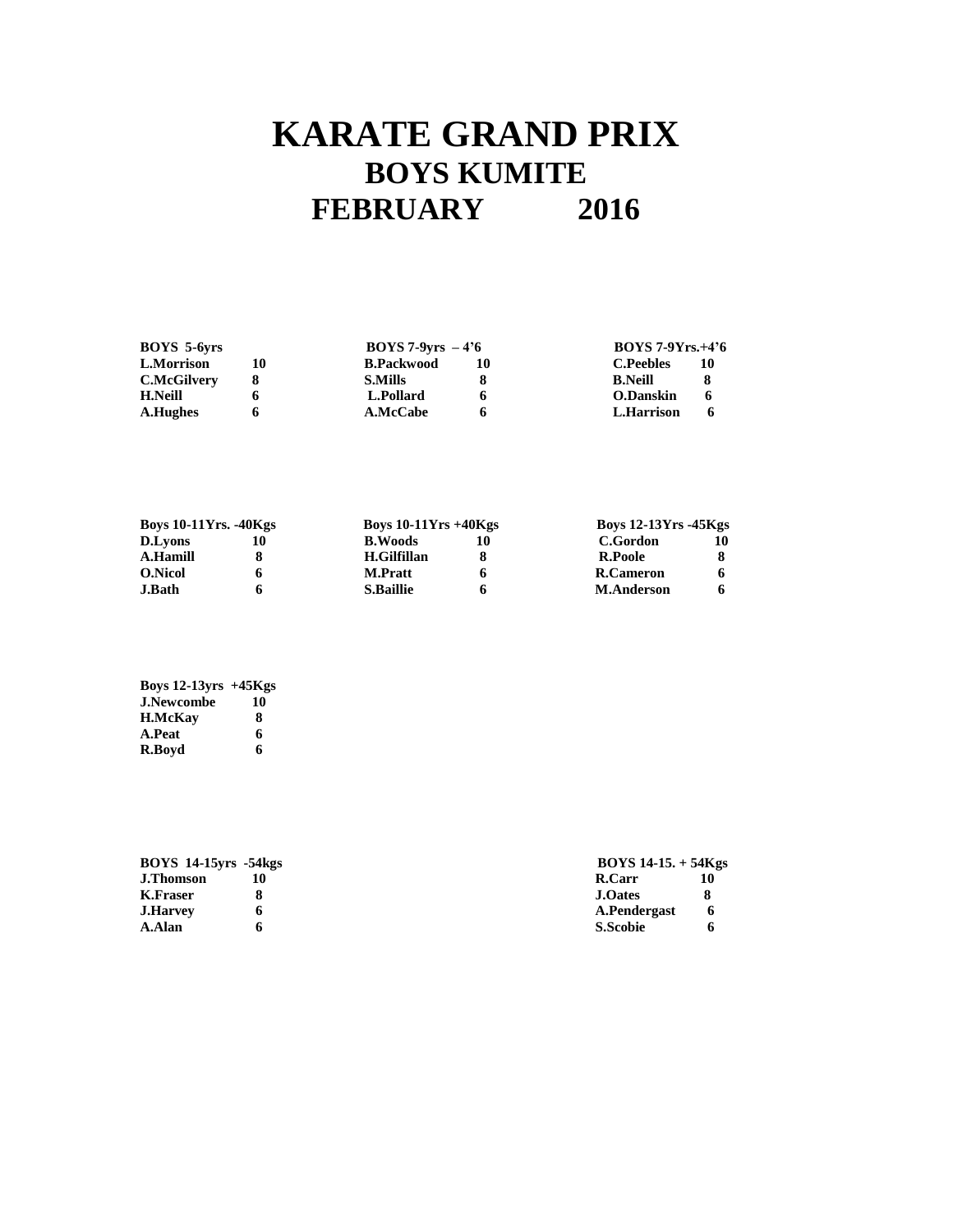# KARATE GRAND PRIX

## BOYS KUMITE

## FEBRUARY 2016

| BOYS 5-6yrs | |
|---|---|
| L.Morrison | 10 |
| C.McGilvery | 8 |
| H.Neill | 6 |
| A.Hughes | 6 |

| BOYS 7-9yrs – 4’6 | |
|---|---|
| B.Packwood | 10 |
| S.Mills | 8 |
| L.Pollard | 6 |
| A.McCabe | 6 |

| BOYS 7-9Yrs.+4’6 | |
|---|---|
| C.Peebles | 10 |
| B.Neill | 8 |
| O.Danskin | 6 |
| L.Harrison | 6 |

| Boys 10-11Yrs. -40Kgs | |
|---|---|
| D.Lyons | 10 |
| A.Hamill | 8 |
| O.Nicol | 6 |
| J.Bath | 6 |

| Boys 10-11Yrs +40Kgs | |
|---|---|
| B.Woods | 10 |
| H.Gilfillan | 8 |
| M.Pratt | 6 |
| S.Baillie | 6 |

| Boys 12-13Yrs -45Kgs | |
|---|---|
| C.Gordon | 10 |
| R.Poole | 8 |
| R.Cameron | 6 |
| M.Anderson | 6 |

| Boys 12-13yrs +45Kgs | |
|---|---|
| J.Newcombe | 10 |
| H.McKay | 8 |
| A.Peat | 6 |
| R.Boyd | 6 |

| BOYS 14-15yrs -54kgs | |
|---|---|
| J.Thomson | 10 |
| K.Fraser | 8 |
| J.Harvey | 6 |
| A.Alan | 6 |

| BOYS 14-15. + 54Kgs | |
|---|---|
| R.Carr | 10 |
| J.Oates | 8 |
| A.Pendergast | 6 |
| S.Scobie | 6 |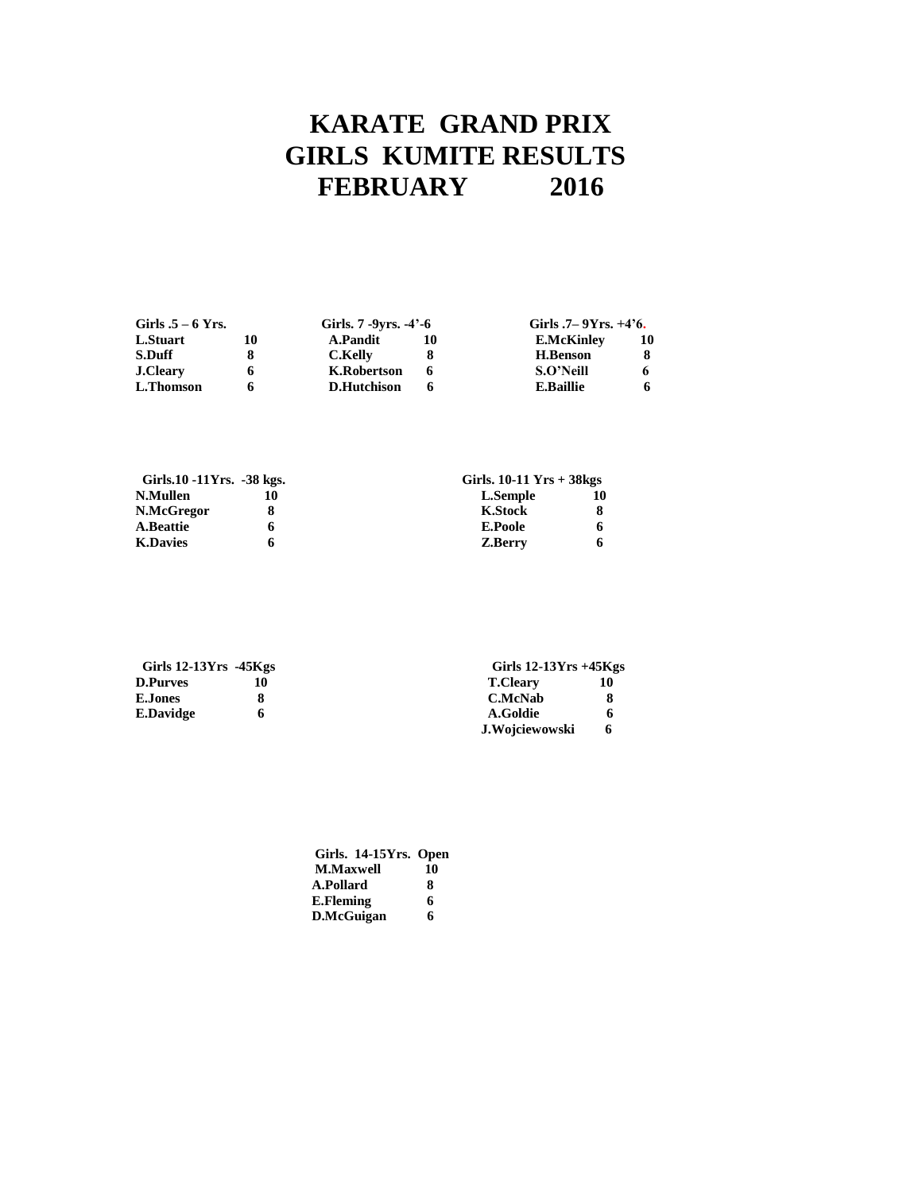# KARATE GRAND PRIX
# GIRLS KUMITE RESULTS
# FEBRUARY 2016

| Girls .5 – 6 Yrs. | |
|---|---|
| L.Stuart | 10 |
| S.Duff | 8 |
| J.Cleary | 6 |
| L.Thomson | 6 |

| Girls. 7 -9yrs. -4'-6 | |
|---|---|
| A.Pandit | 10 |
| C.Kelly | 8 |
| K.Robertson | 6 |
| D.Hutchison | 6 |

| Girls .7– 9Yrs. +4'6. | |
|---|---|
| E.McKinley | 10 |
| H.Benson | 8 |
| S.O'Neill | 6 |
| E.Baillie | 6 |

| Girls.10 -11Yrs. -38 kgs. | |
|---|---|
| N.Mullen | 10 |
| N.McGregor | 8 |
| A.Beattie | 6 |
| K.Davies | 6 |

| Girls. 10-11 Yrs + 38kgs | |
|---|---|
| L.Semple | 10 |
| K.Stock | 8 |
| E.Poole | 6 |
| Z.Berry | 6 |

| Girls 12-13Yrs -45Kgs | |
|---|---|
| D.Purves | 10 |
| E.Jones | 8 |
| E.Davidge | 6 |

| Girls 12-13Yrs +45Kgs | |
|---|---|
| T.Cleary | 10 |
| C.McNab | 8 |
| A.Goldie | 6 |
| J.Wojciewowski | 6 |

| Girls. 14-15Yrs. Open | |
|---|---|
| M.Maxwell | 10 |
| A.Pollard | 8 |
| E.Fleming | 6 |
| D.McGuigan | 6 |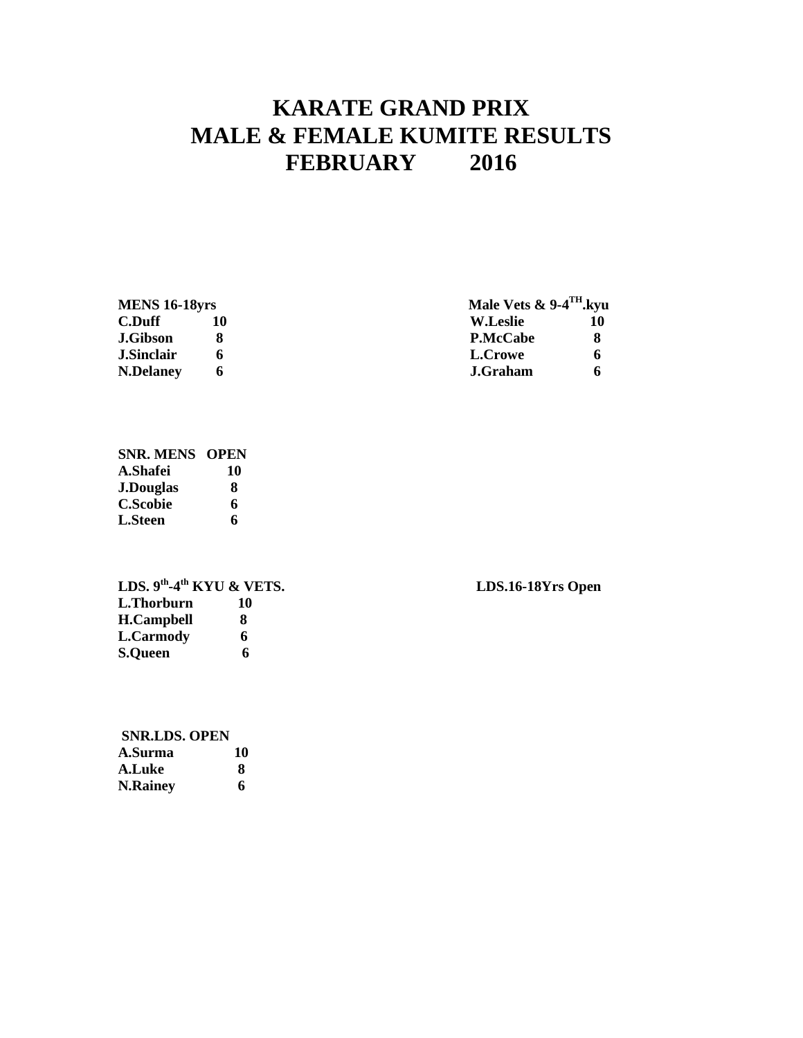# KARATE GRAND PRIX
# MALE & FEMALE KUMITE RESULTS
# FEBRUARY 2016

| MENS 16-18yrs | |
|---|---|
| C.Duff | 10 |
| J.Gibson | 8 |
| J.Sinclair | 6 |
| N.Delaney | 6 |

| Male Vets & 9-4$^{TH}$.kyu | |
|---|---|
| W.Leslie | 10 |
| P.McCabe | 8 |
| L.Crowe | 6 |
| J.Graham | 6 |

| SNR. MENS OPEN | |
|---|---|
| A.Shafei | 10 |
| J.Douglas | 8 |
| C.Scobie | 6 |
| L.Steen | 6 |

| LDS. 9$^{th}$-4$^{th}$ KYU & VETS. | |
|---|---|
| L.Thorburn | 10 |
| H.Campbell | 8 |
| L.Carmody | 6 |
| S.Queen | 6 |

**LDS.16-18Yrs Open**

| SNR.LDS. OPEN | |
|---|---|
| A.Surma | 10 |
| A.Luke | 8 |
| N.Rainey | 6 |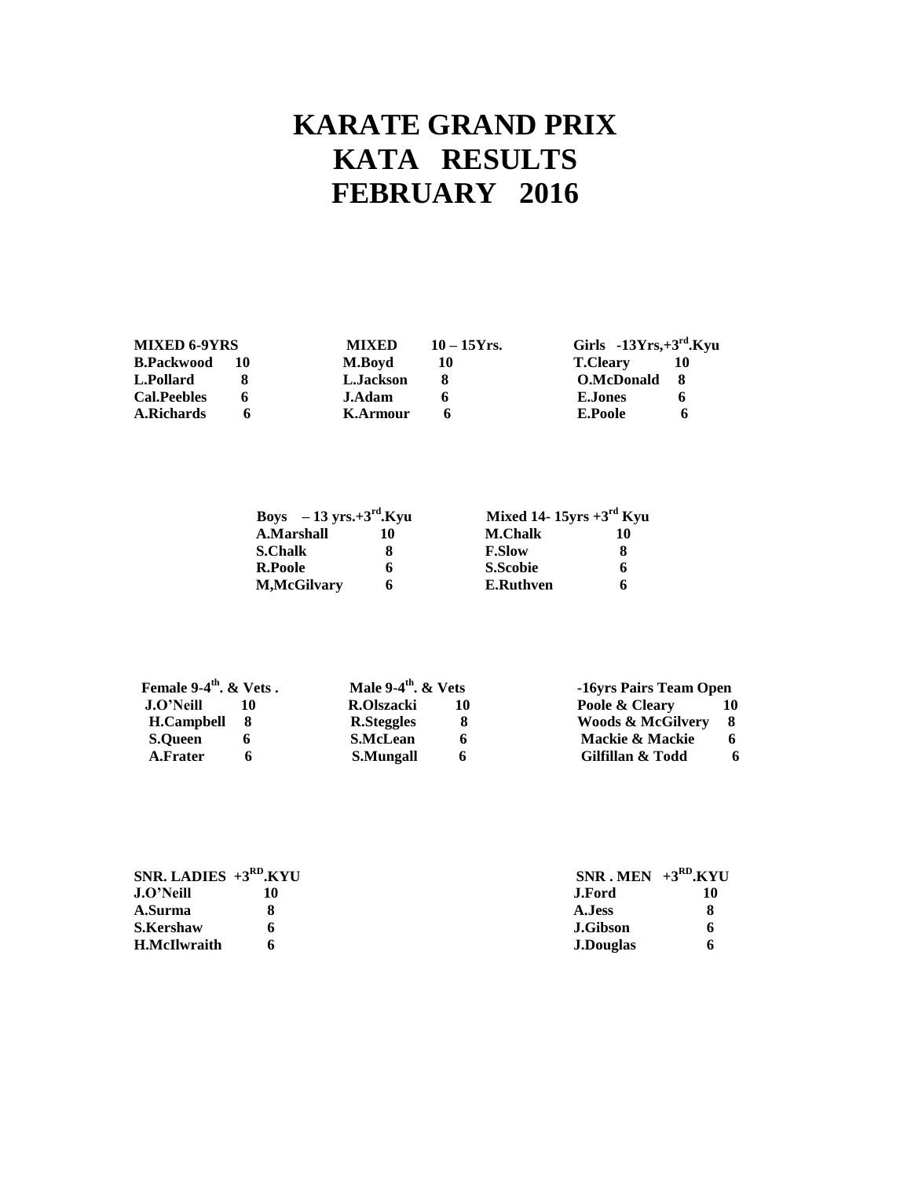# KARATE GRAND PRIX
# KATA RESULTS
# FEBRUARY 2016

| MIXED 6-9YRS | |
|---|---|
| B.Packwood | 10 |
| L.Pollard | 8 |
| Cal.Peebles | 6 |
| A.Richards | 6 |

| MIXED 10 – 15Yrs. | |
|---|---|
| M.Boyd | 10 |
| L.Jackson | 8 |
| J.Adam | 6 |
| K.Armour | 6 |

| Girls -13Yrs,+3rd.Kyu | |
|---|---|
| T.Cleary | 10 |
| O.McDonald | 8 |
| E.Jones | 6 |
| E.Poole | 6 |

| Boys – 13 yrs.+3rd.Kyu | |
|---|---|
| A.Marshall | 10 |
| S.Chalk | 8 |
| R.Poole | 6 |
| M,McGilvary | 6 |

| Mixed 14- 15yrs +3rd Kyu | |
|---|---|
| M.Chalk | 10 |
| F.Slow | 8 |
| S.Scobie | 6 |
| E.Ruthven | 6 |

| Female 9-4th. & Vets . | |
|---|---|
| J.O'Neill | 10 |
| H.Campbell | 8 |
| S.Queen | 6 |
| A.Frater | 6 |

| Male 9-4th. & Vets | |
|---|---|
| R.Olszacki | 10 |
| R.Steggles | 8 |
| S.McLean | 6 |
| S.Mungall | 6 |

| -16yrs Pairs Team Open | |
|---|---|
| Poole & Cleary | 10 |
| Woods & McGilvery | 8 |
| Mackie & Mackie | 6 |
| Gilfillan & Todd | 6 |

| SNR. LADIES +3RD.KYU | |
|---|---|
| J.O'Neill | 10 |
| A.Surma | 8 |
| S.Kershaw | 6 |
| H.McIlwraith | 6 |

| SNR . MEN +3RD.KYU | |
|---|---|
| J.Ford | 10 |
| A.Jess | 8 |
| J.Gibson | 6 |
| J.Douglas | 6 |